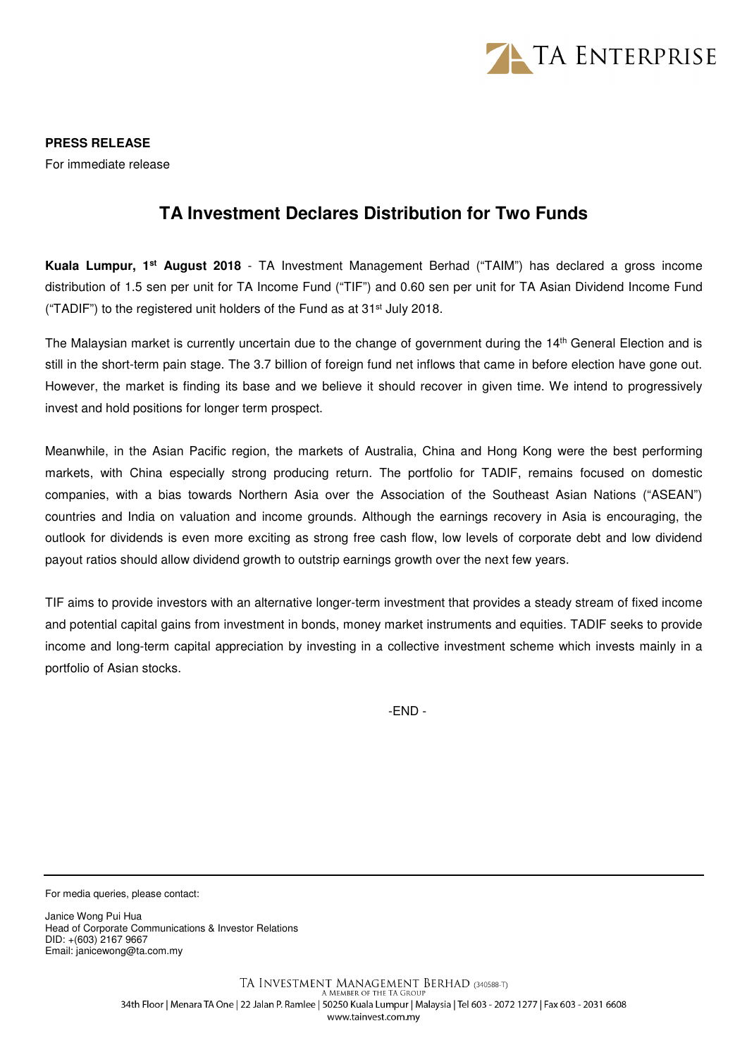**PRESS RELEASE**

For immediate release

# TA Investment Declares Distribution for Two Funds

**Kuala Lumpur, 1st August 2018** - TA Investment Management Berhad ("TAIM") has declared a gross income distribution of 1.5 sen per unit for TA Income Fund ("TIF") and 0.60 sen per unit for TA Asian Dividend Income Fund ("TADIF") to the registered unit holders of the Fund as at 31st July 2018.

The Malaysian market is currently uncertain due to the change of government during the 14th General Election and is still in the short-term pain stage. The 3.7 billion of foreign fund net inflows that came in before election have gone out. However, the market is finding its base and we believe it should recover in given time. We intend to progressively invest and hold positions for longer term prospect.

Meanwhile, in the Asian Pacific region, the markets of Australia, China and Hong Kong were the best performing markets, with China especially strong producing return. The portfolio for TADIF, remains focused on domestic companies, with a bias towards Northern Asia over the Association of the Southeast Asian Nations ("ASEAN") countries and India on valuation and income grounds. Although the earnings recovery in Asia is encouraging, the outlook for dividends is even more exciting as strong free cash flow, low levels of corporate debt and low dividend payout ratios should allow dividend growth to outstrip earnings growth over the next few years.

TIF aims to provide investors with an alternative longer-term investment that provides a steady stream of fixed income and potential capital gains from investment in bonds, money market instruments and equities. TADIF seeks to provide income and long-term capital appreciation by investing in a collective investment scheme which invests mainly in a portfolio of Asian stocks.

-END -

---

For media queries, please contact:

Janice Wong Pui Hua
Head of Corporate Communications & Investor Relations
DID: +(603) 2167 9667
Email: janicewong@ta.com.my

TA INVESTMENT MANAGEMENT BERHAD (340588-T)
A MEMBER OF THE TA GROUP
34th Floor | Menara TA One | 22 Jalan P. Ramlee | 50250 Kuala Lumpur | Malaysia | Tel 603 - 2072 1277 | Fax 603 - 2031 6608
www.tainvest.com.my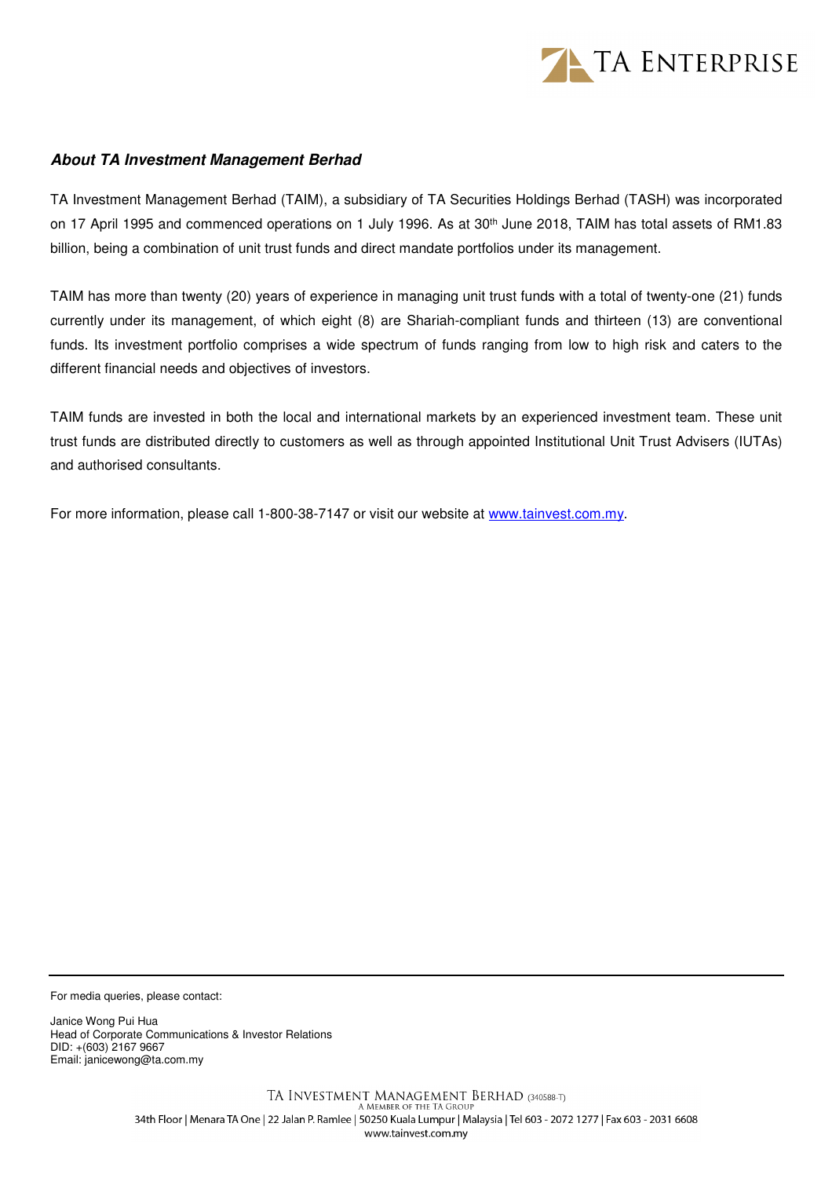### ***About TA Investment Management Berhad***

TA Investment Management Berhad (TAIM), a subsidiary of TA Securities Holdings Berhad (TASH) was incorporated on 17 April 1995 and commenced operations on 1 July 1996. As at 30th June 2018, TAIM has total assets of RM1.83 billion, being a combination of unit trust funds and direct mandate portfolios under its management.

TAIM has more than twenty (20) years of experience in managing unit trust funds with a total of twenty-one (21) funds currently under its management, of which eight (8) are Shariah-compliant funds and thirteen (13) are conventional funds. Its investment portfolio comprises a wide spectrum of funds ranging from low to high risk and caters to the different financial needs and objectives of investors.

TAIM funds are invested in both the local and international markets by an experienced investment team. These unit trust funds are distributed directly to customers as well as through appointed Institutional Unit Trust Advisers (IUTAs) and authorised consultants.

For more information, please call 1-800-38-7147 or visit our website at www.tainvest.com.my.

---

For media queries, please contact:

Janice Wong Pui Hua
Head of Corporate Communications & Investor Relations
DID: +(603) 2167 9667
Email: janicewong@ta.com.my